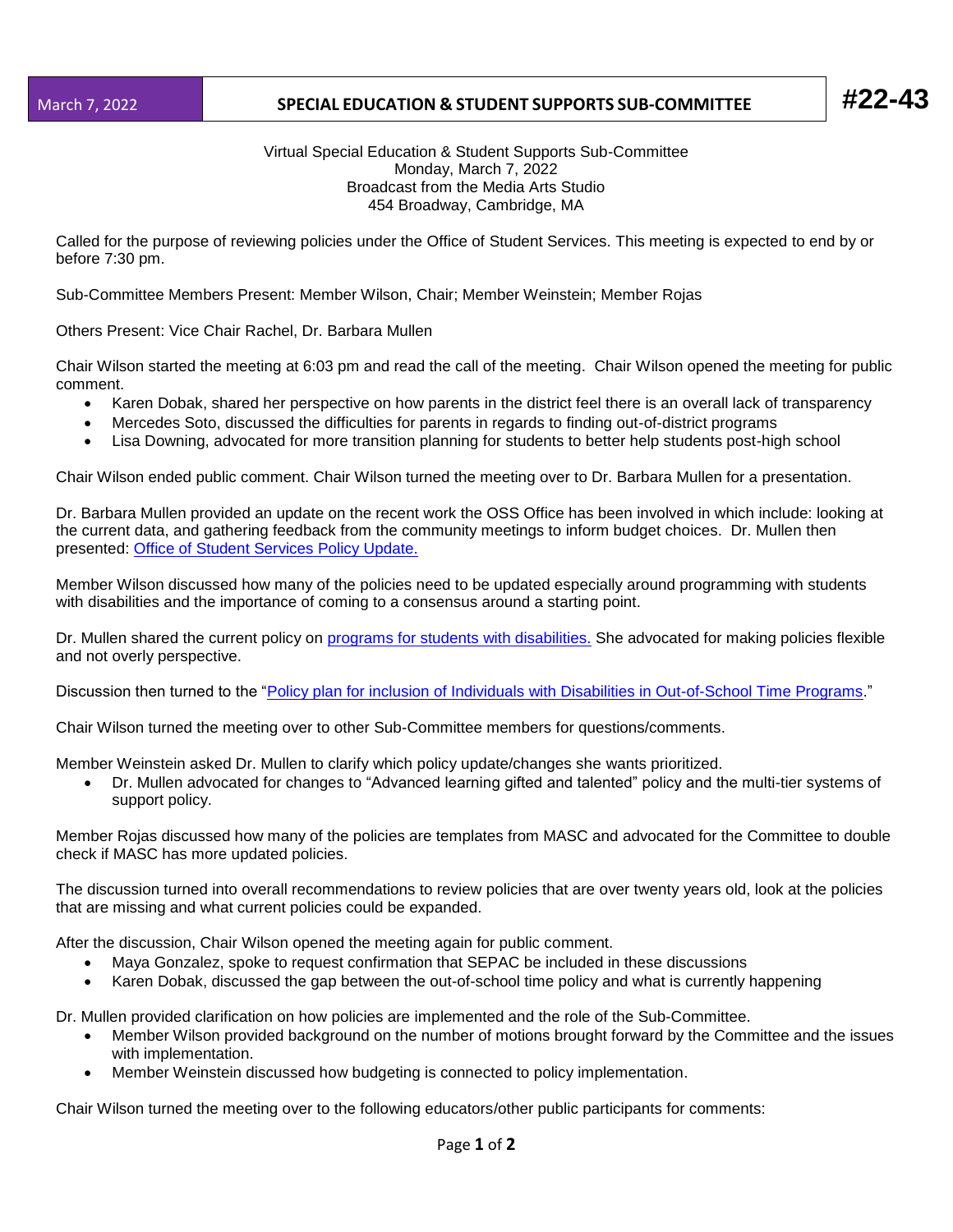March 7, 2022 | **SPECIAL EDUCATION & STUDENT SUPPORTS SUB-COMMITTEE** | **#22-43**

Virtual Special Education & Student Supports Sub-Committee
Monday, March 7, 2022
Broadcast from the Media Arts Studio
454 Broadway, Cambridge, MA

Called for the purpose of reviewing policies under the Office of Student Services. This meeting is expected to end by or before 7:30 pm.

Sub-Committee Members Present: Member Wilson, Chair; Member Weinstein; Member Rojas

Others Present: Vice Chair Rachel, Dr. Barbara Mullen

Chair Wilson started the meeting at 6:03 pm and read the call of the meeting. Chair Wilson opened the meeting for public comment.

- Karen Dobak, shared her perspective on how parents in the district feel there is an overall lack of transparency
- Mercedes Soto, discussed the difficulties for parents in regards to finding out-of-district programs
- Lisa Downing, advocated for more transition planning for students to better help students post-high school

Chair Wilson ended public comment. Chair Wilson turned the meeting over to Dr. Barbara Mullen for a presentation.

Dr. Barbara Mullen provided an update on the recent work the OSS Office has been involved in which include: looking at the current data, and gathering feedback from the community meetings to inform budget choices. Dr. Mullen then presented: Office of Student Services Policy Update.

Member Wilson discussed how many of the policies need to be updated especially around programming with students with disabilities and the importance of coming to a consensus around a starting point.

Dr. Mullen shared the current policy on programs for students with disabilities. She advocated for making policies flexible and not overly perspective.

Discussion then turned to the "Policy plan for inclusion of Individuals with Disabilities in Out-of-School Time Programs."

Chair Wilson turned the meeting over to other Sub-Committee members for questions/comments.

Member Weinstein asked Dr. Mullen to clarify which policy update/changes she wants prioritized.

- Dr. Mullen advocated for changes to "Advanced learning gifted and talented" policy and the multi-tier systems of support policy.

Member Rojas discussed how many of the policies are templates from MASC and advocated for the Committee to double check if MASC has more updated policies.

The discussion turned into overall recommendations to review policies that are over twenty years old, look at the policies that are missing and what current policies could be expanded.

After the discussion, Chair Wilson opened the meeting again for public comment.

- Maya Gonzalez, spoke to request confirmation that SEPAC be included in these discussions
- Karen Dobak, discussed the gap between the out-of-school time policy and what is currently happening

Dr. Mullen provided clarification on how policies are implemented and the role of the Sub-Committee.

- Member Wilson provided background on the number of motions brought forward by the Committee and the issues with implementation.
- Member Weinstein discussed how budgeting is connected to policy implementation.

Chair Wilson turned the meeting over to the following educators/other public participants for comments: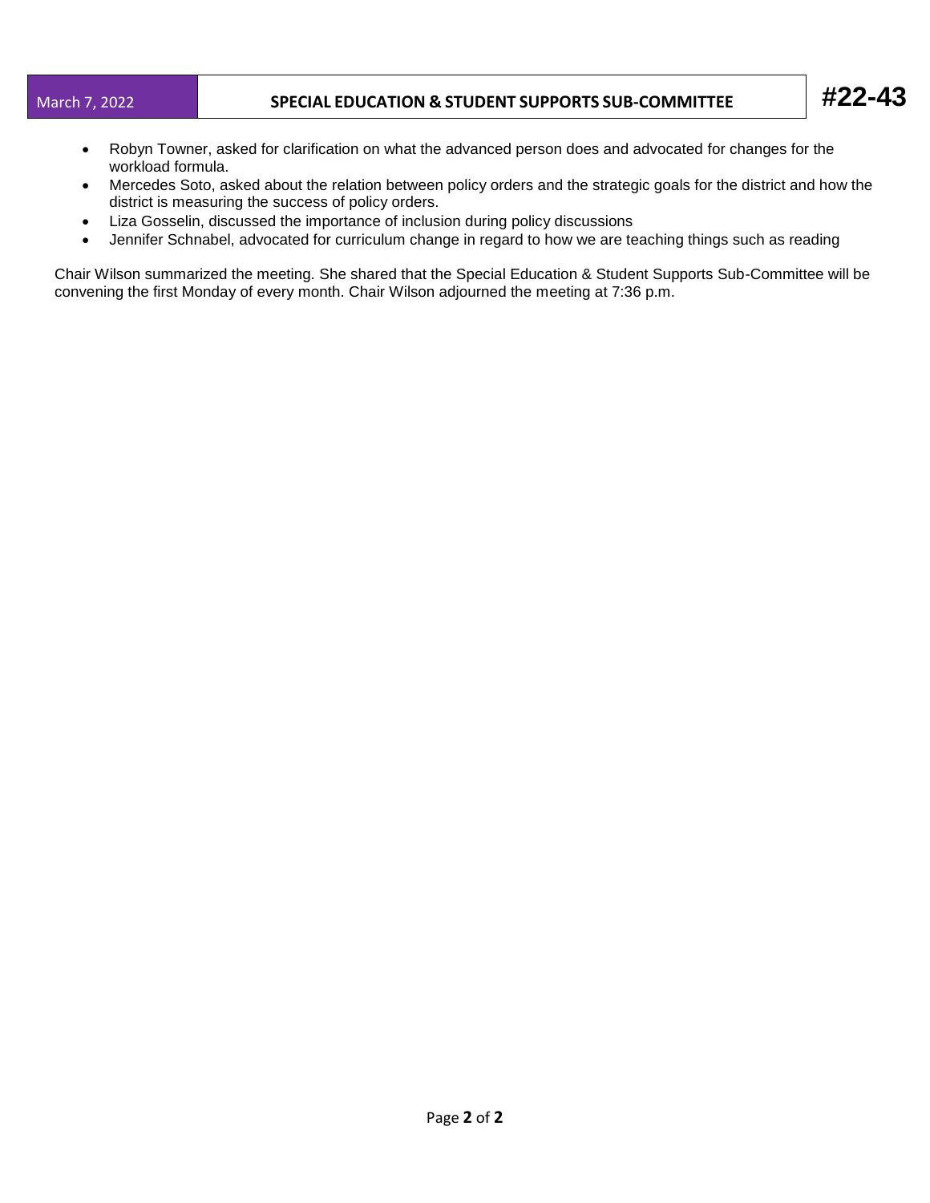- Robyn Towner, asked for clarification on what the advanced person does and advocated for changes for the workload formula.
- Mercedes Soto, asked about the relation between policy orders and the strategic goals for the district and how the district is measuring the success of policy orders.
- Liza Gosselin, discussed the importance of inclusion during policy discussions
- Jennifer Schnabel, advocated for curriculum change in regard to how we are teaching things such as reading

Chair Wilson summarized the meeting. She shared that the Special Education & Student Supports Sub-Committee will be convening the first Monday of every month. Chair Wilson adjourned the meeting at 7:36 p.m.